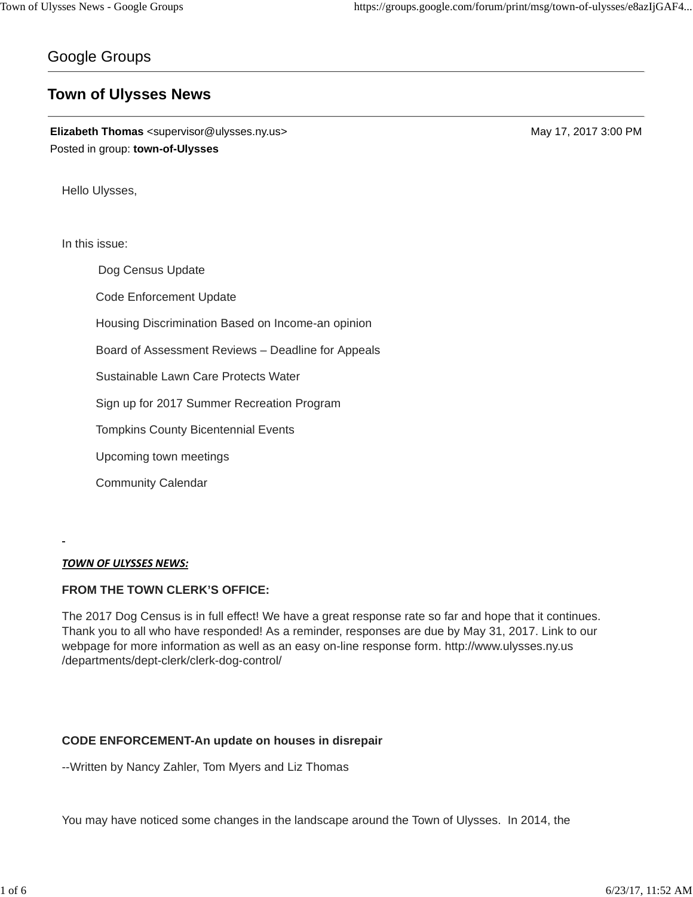Google Groups

# Town of Ulysses News

**Elizabeth Thomas** <supervisor@ulysses.ny.us> May 17, 2017 3:00 PM
Posted in group: **town-of-Ulysses**

Hello Ulysses,

In this issue:

- Dog Census Update
- Code Enforcement Update
- Housing Discrimination Based on Income-an opinion
- Board of Assessment Reviews – Deadline for Appeals
- Sustainable Lawn Care Protects Water
- Sign up for 2017 Summer Recreation Program
- Tompkins County Bicentennial Events
- Upcoming town meetings
- Community Calendar

***TOWN OF ULYSSES NEWS:***

**FROM THE TOWN CLERK'S OFFICE:**

The 2017 Dog Census is in full effect! We have a great response rate so far and hope that it continues. Thank you to all who have responded! As a reminder, responses are due by May 31, 2017. Link to our webpage for more information as well as an easy on-line response form. http://www.ulysses.ny.us/departments/dept-clerk/clerk-dog-control/

**CODE ENFORCEMENT-An update on houses in disrepair**

--Written by Nancy Zahler, Tom Myers and Liz Thomas

You may have noticed some changes in the landscape around the Town of Ulysses. In 2014, the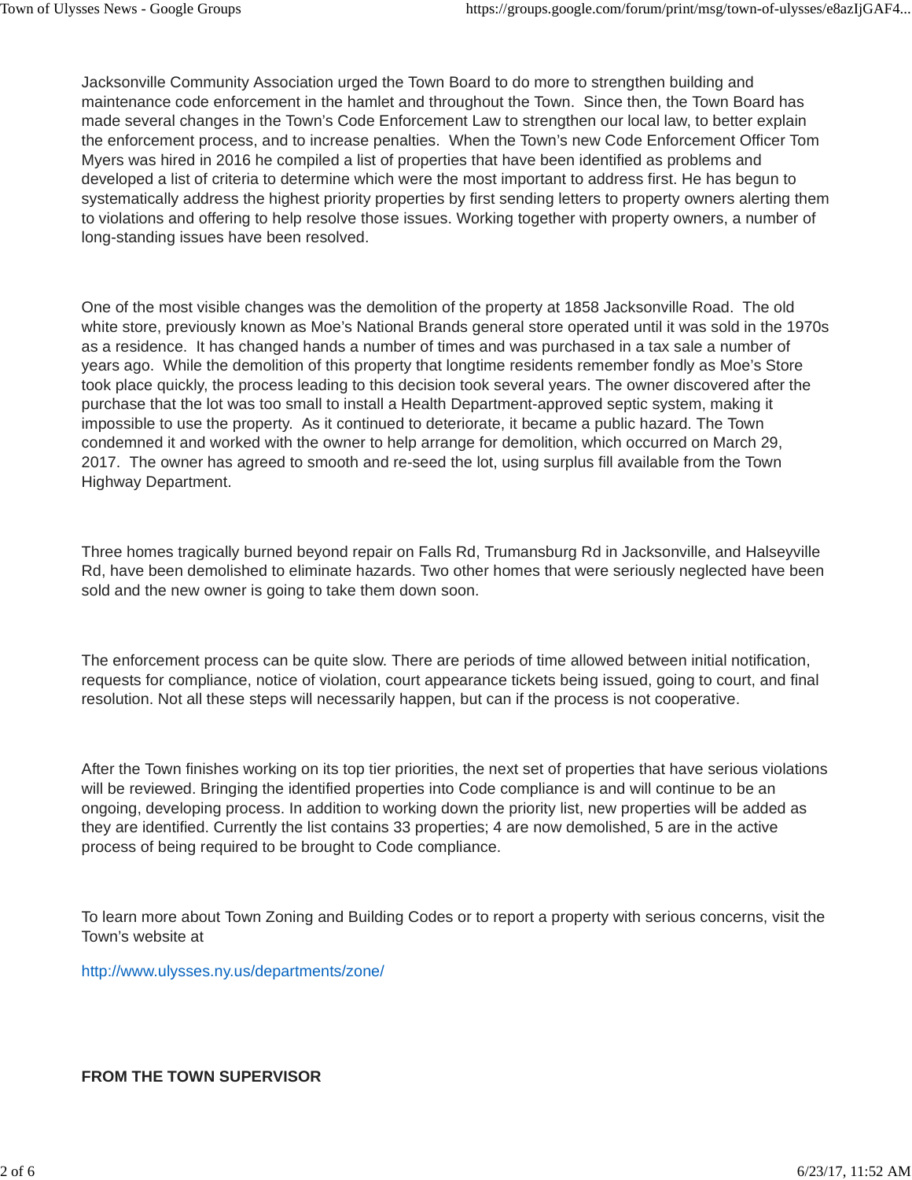Jacksonville Community Association urged the Town Board to do more to strengthen building and maintenance code enforcement in the hamlet and throughout the Town.  Since then, the Town Board has made several changes in the Town's Code Enforcement Law to strengthen our local law, to better explain the enforcement process, and to increase penalties.  When the Town's new Code Enforcement Officer Tom Myers was hired in 2016 he compiled a list of properties that have been identified as problems and developed a list of criteria to determine which were the most important to address first. He has begun to systematically address the highest priority properties by first sending letters to property owners alerting them to violations and offering to help resolve those issues. Working together with property owners, a number of long-standing issues have been resolved.

One of the most visible changes was the demolition of the property at 1858 Jacksonville Road.  The old white store, previously known as Moe's National Brands general store operated until it was sold in the 1970s as a residence.  It has changed hands a number of times and was purchased in a tax sale a number of years ago.  While the demolition of this property that longtime residents remember fondly as Moe's Store took place quickly, the process leading to this decision took several years. The owner discovered after the purchase that the lot was too small to install a Health Department-approved septic system, making it impossible to use the property.  As it continued to deteriorate, it became a public hazard.  The Town condemned it and worked with the owner to help arrange for demolition, which occurred on March 29, 2017.  The owner has agreed to smooth and re-seed the lot, using surplus fill available from the Town Highway Department.

Three homes tragically burned beyond repair on Falls Rd, Trumansburg Rd in Jacksonville, and Halseyville Rd, have been demolished to eliminate hazards. Two other homes that were seriously neglected have been sold and the new owner is going to take them down soon.

The enforcement process can be quite slow. There are periods of time allowed between initial notification, requests for compliance, notice of violation, court appearance tickets being issued, going to court, and final resolution. Not all these steps will necessarily happen, but can if the process is not cooperative.

After the Town finishes working on its top tier priorities, the next set of properties that have serious violations will be reviewed. Bringing the identified properties into Code compliance is and will continue to be an ongoing, developing process. In addition to working down the priority list, new properties will be added as they are identified. Currently the list contains 33 properties; 4 are now demolished, 5 are in the active process of being required to be brought to Code compliance.

To learn more about Town Zoning and Building Codes or to report a property with serious concerns, visit the Town's website at

http://www.ulysses.ny.us/departments/zone/

**FROM THE TOWN SUPERVISOR**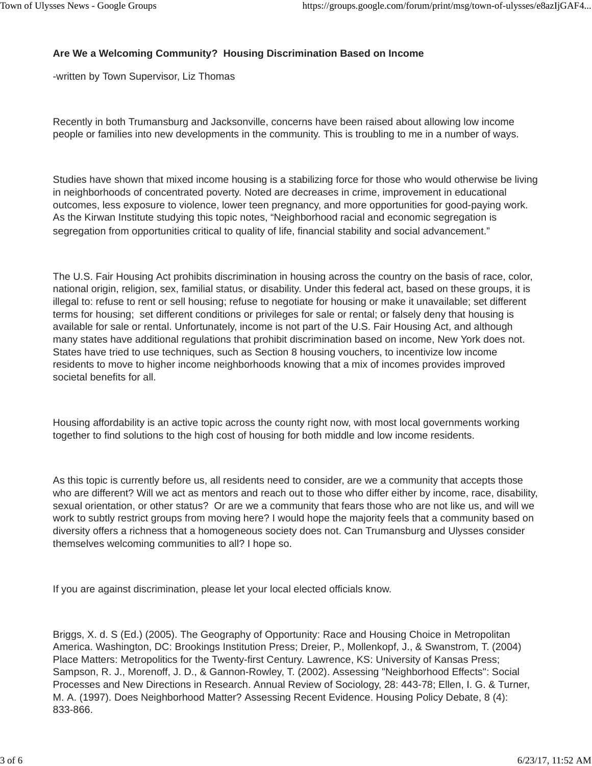**Are We a Welcoming Community? Housing Discrimination Based on Income**

-written by Town Supervisor, Liz Thomas

Recently in both Trumansburg and Jacksonville, concerns have been raised about allowing low income people or families into new developments in the community. This is troubling to me in a number of ways.

Studies have shown that mixed income housing is a stabilizing force for those who would otherwise be living in neighborhoods of concentrated poverty. Noted are decreases in crime, improvement in educational outcomes, less exposure to violence, lower teen pregnancy, and more opportunities for good-paying work. As the Kirwan Institute studying this topic notes, "Neighborhood racial and economic segregation is segregation from opportunities critical to quality of life, financial stability and social advancement."

The U.S. Fair Housing Act prohibits discrimination in housing across the country on the basis of race, color, national origin, religion, sex, familial status, or disability. Under this federal act, based on these groups, it is illegal to: refuse to rent or sell housing; refuse to negotiate for housing or make it unavailable; set different terms for housing; set different conditions or privileges for sale or rental; or falsely deny that housing is available for sale or rental. Unfortunately, income is not part of the U.S. Fair Housing Act, and although many states have additional regulations that prohibit discrimination based on income, New York does not. States have tried to use techniques, such as Section 8 housing vouchers, to incentivize low income residents to move to higher income neighborhoods knowing that a mix of incomes provides improved societal benefits for all.

Housing affordability is an active topic across the county right now, with most local governments working together to find solutions to the high cost of housing for both middle and low income residents.

As this topic is currently before us, all residents need to consider, are we a community that accepts those who are different? Will we act as mentors and reach out to those who differ either by income, race, disability, sexual orientation, or other status? Or are we a community that fears those who are not like us, and will we work to subtly restrict groups from moving here? I would hope the majority feels that a community based on diversity offers a richness that a homogeneous society does not. Can Trumansburg and Ulysses consider themselves welcoming communities to all? I hope so.

If you are against discrimination, please let your local elected officials know.

Briggs, X. d. S (Ed.) (2005). The Geography of Opportunity: Race and Housing Choice in Metropolitan America. Washington, DC: Brookings Institution Press; Dreier, P., Mollenkopf, J., & Swanstrom, T. (2004) Place Matters: Metropolitics for the Twenty-first Century. Lawrence, KS: University of Kansas Press; Sampson, R. J., Morenoff, J. D., & Gannon-Rowley, T. (2002). Assessing "Neighborhood Effects": Social Processes and New Directions in Research. Annual Review of Sociology, 28: 443-78; Ellen, I. G. & Turner, M. A. (1997). Does Neighborhood Matter? Assessing Recent Evidence. Housing Policy Debate, 8 (4): 833-866.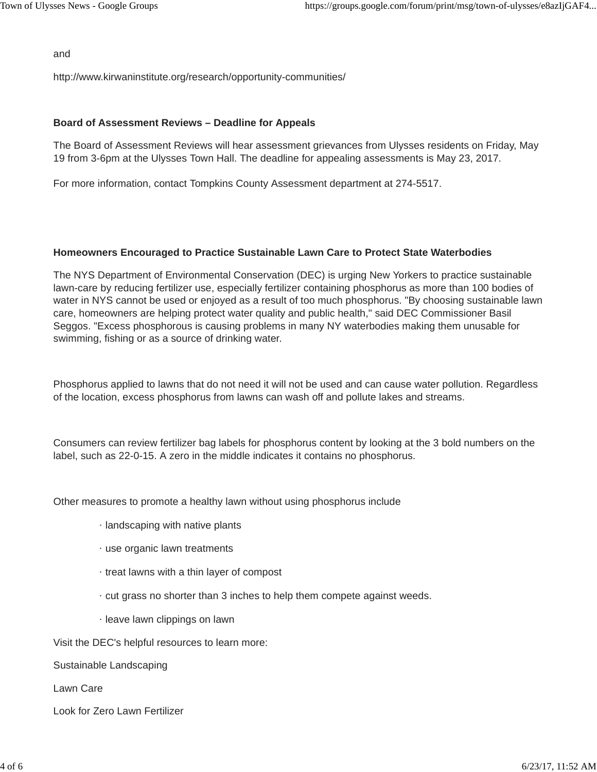and

http://www.kirwaninstitute.org/research/opportunity-communities/

**Board of Assessment Reviews – Deadline for Appeals**

The Board of Assessment Reviews will hear assessment grievances from Ulysses residents on Friday, May 19 from 3-6pm at the Ulysses Town Hall. The deadline for appealing assessments is May 23, 2017.

For more information, contact Tompkins County Assessment department at 274-5517.

**Homeowners Encouraged to Practice Sustainable Lawn Care to Protect State Waterbodies**

The NYS Department of Environmental Conservation (DEC) is urging New Yorkers to practice sustainable lawn-care by reducing fertilizer use, especially fertilizer containing phosphorus as more than 100 bodies of water in NYS cannot be used or enjoyed as a result of too much phosphorus. "By choosing sustainable lawn care, homeowners are helping protect water quality and public health," said DEC Commissioner Basil Seggos. "Excess phosphorous is causing problems in many NY waterbodies making them unusable for swimming, fishing or as a source of drinking water.

Phosphorus applied to lawns that do not need it will not be used and can cause water pollution. Regardless of the location, excess phosphorus from lawns can wash off and pollute lakes and streams.

Consumers can review fertilizer bag labels for phosphorus content by looking at the 3 bold numbers on the label, such as 22-0-15. A zero in the middle indicates it contains no phosphorus.

Other measures to promote a healthy lawn without using phosphorus include

- landscaping with native plants
- use organic lawn treatments
- treat lawns with a thin layer of compost
- cut grass no shorter than 3 inches to help them compete against weeds.
- leave lawn clippings on lawn

Visit the DEC's helpful resources to learn more:

Sustainable Landscaping

Lawn Care

Look for Zero Lawn Fertilizer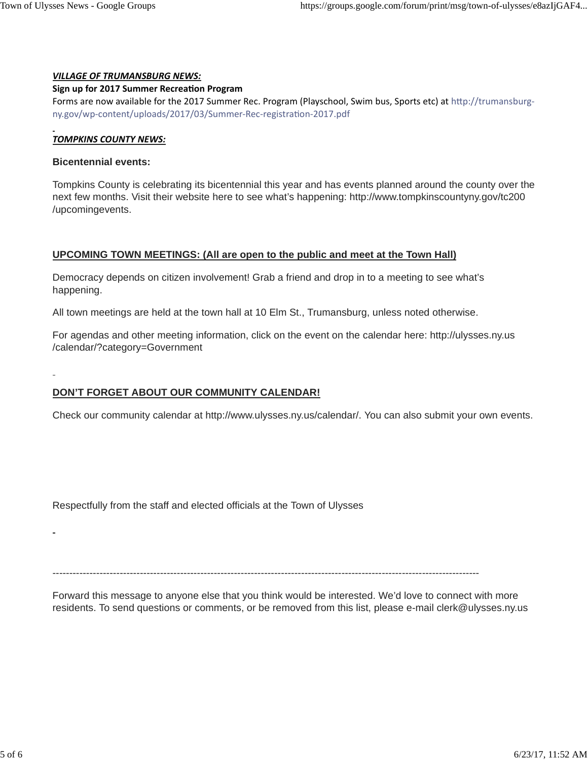***VILLAGE OF TRUMANSBURG NEWS:***

**Sign up for 2017 Summer Recreation Program**

Forms are now available for the 2017 Summer Rec. Program (Playschool, Swim bus, Sports etc) at http://trumansburg-ny.gov/wp-content/uploads/2017/03/Summer-Rec-registration-2017.pdf

***TOMPKINS COUNTY NEWS:***

**Bicentennial events:**

Tompkins County is celebrating its bicentennial this year and has events planned around the county over the next few months. Visit their website here to see what's happening: http://www.tompkinscountyny.gov/tc200/upcomingevents.

**UPCOMING TOWN MEETINGS: (All are open to the public and meet at the Town Hall)**

Democracy depends on citizen involvement! Grab a friend and drop in to a meeting to see what's happening.

All town meetings are held at the town hall at 10 Elm St., Trumansburg, unless noted otherwise.

For agendas and other meeting information, click on the event on the calendar here: http://ulysses.ny.us/calendar/?category=Government

**DON'T FORGET ABOUT OUR COMMUNITY CALENDAR!**

Check our community calendar at http://www.ulysses.ny.us/calendar/. You can also submit your own events.

Respectfully from the staff and elected officials at the Town of Ulysses

--------------------------------------------------------------------------------------------------------------------------------

Forward this message to anyone else that you think would be interested. We'd love to connect with more residents. To send questions or comments, or be removed from this list, please e-mail clerk@ulysses.ny.us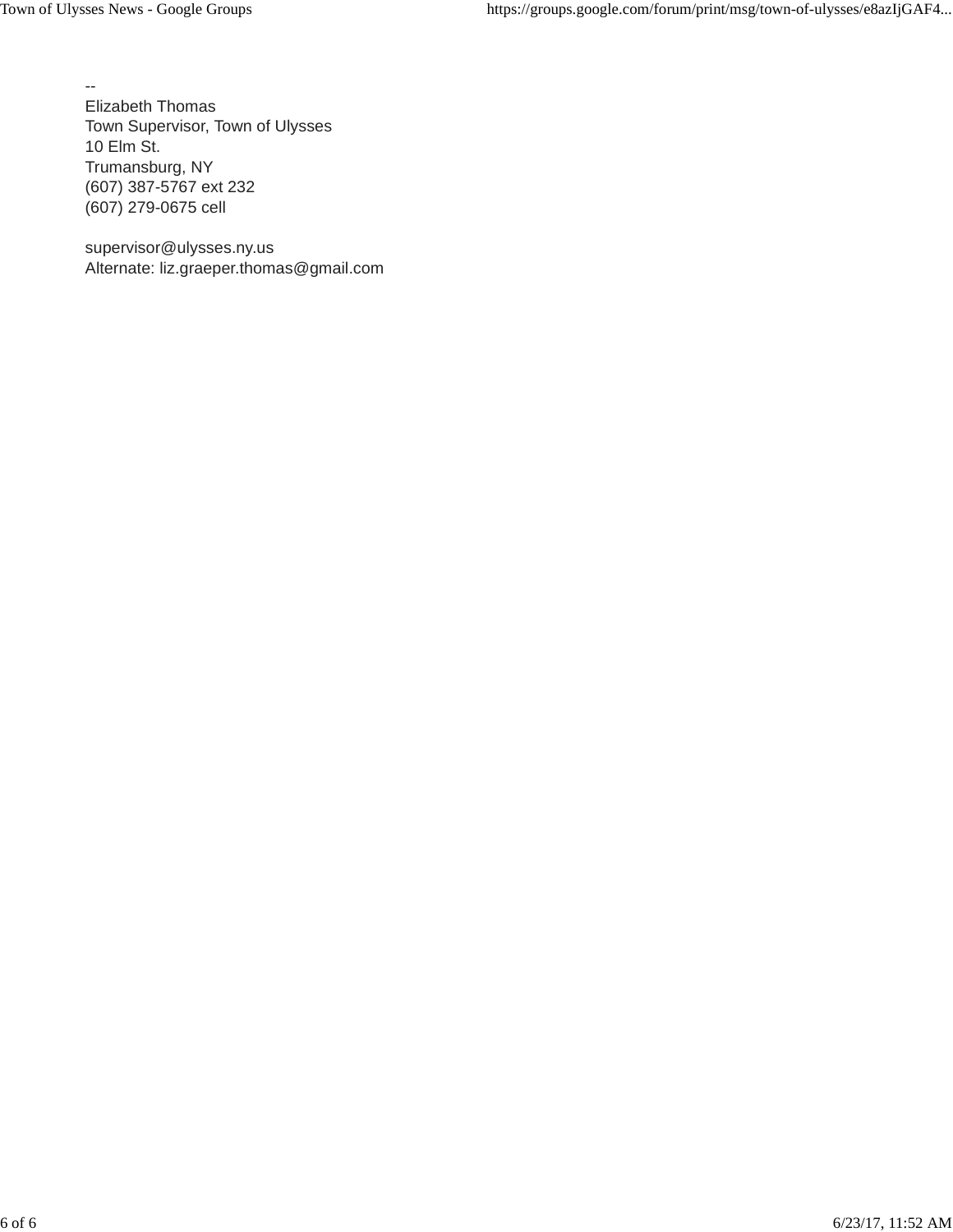--
Elizabeth Thomas
Town Supervisor, Town of Ulysses
10 Elm St.
Trumansburg, NY
(607) 387-5767 ext 232
(607) 279-0675 cell

supervisor@ulysses.ny.us
Alternate: liz.graeper.thomas@gmail.com